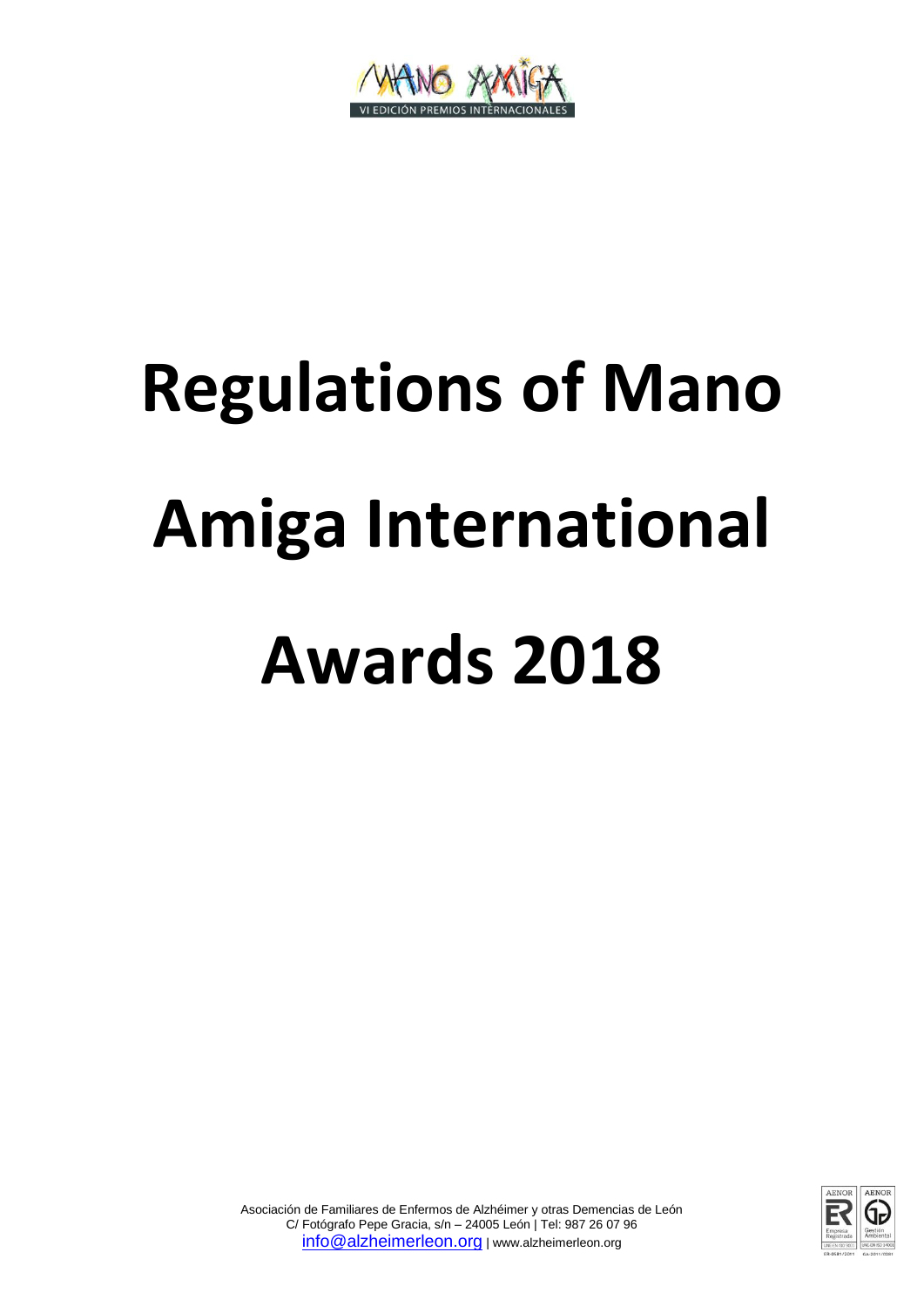MANO AMIGA

VI EDICIÓN PREMIOS INTERNACIONALES

# Regulations of Mano Amiga International Awards 2018

Asociación de Familiares de Enfermos de Alzhéimer y otras Demencias de León
C/ Fotógrafo Pepe Gracia, s/n – 24005 León | Tel: 987 26 07 96
info@alzheimerleon.org | www.alzheimerleon.org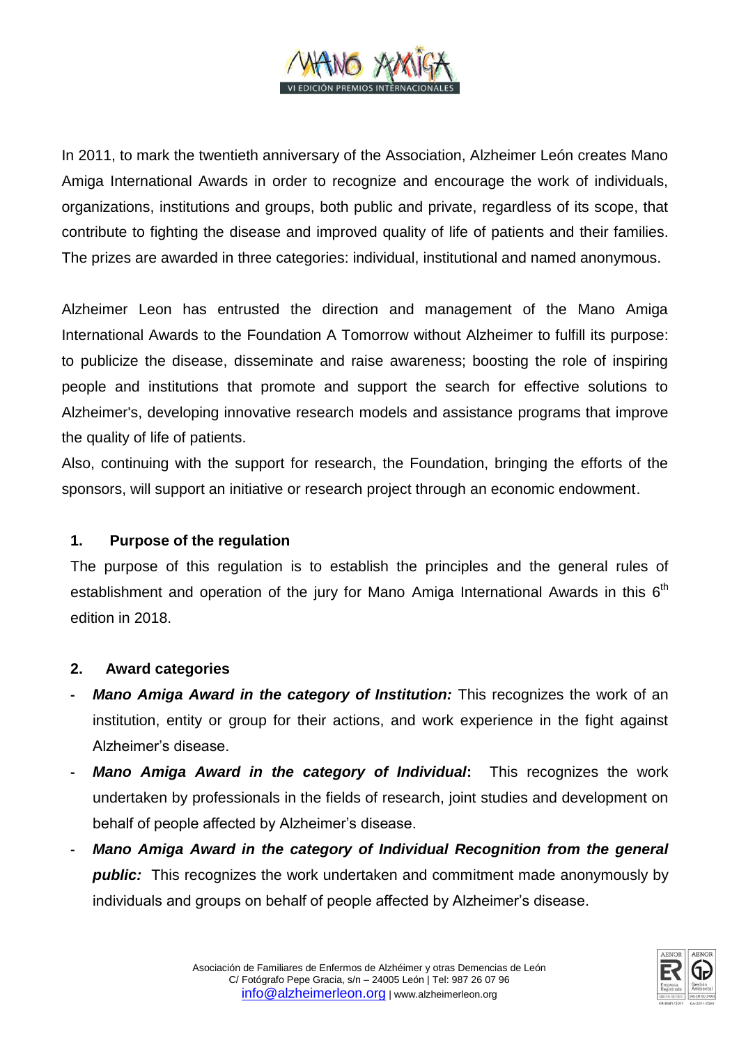In 2011, to mark the twentieth anniversary of the Association, Alzheimer León creates Mano Amiga International Awards in order to recognize and encourage the work of individuals, organizations, institutions and groups, both public and private, regardless of its scope, that contribute to fighting the disease and improved quality of life of patients and their families. The prizes are awarded in three categories: individual, institutional and named anonymous.

Alzheimer Leon has entrusted the direction and management of the Mano Amiga International Awards to the Foundation A Tomorrow without Alzheimer to fulfill its purpose: to publicize the disease, disseminate and raise awareness; boosting the role of inspiring people and institutions that promote and support the search for effective solutions to Alzheimer's, developing innovative research models and assistance programs that improve the quality of life of patients.

Also, continuing with the support for research, the Foundation, bringing the efforts of the sponsors, will support an initiative or research project through an economic endowment.

## 1. Purpose of the regulation

The purpose of this regulation is to establish the principles and the general rules of establishment and operation of the jury for Mano Amiga International Awards in this 6th edition in 2018.

## 2. Award categories

- ***Mano Amiga Award in the category of Institution:*** This recognizes the work of an institution, entity or group for their actions, and work experience in the fight against Alzheimer's disease.
- ***Mano Amiga Award in the category of Individual*****:** This recognizes the work undertaken by professionals in the fields of research, joint studies and development on behalf of people affected by Alzheimer's disease.
- ***Mano Amiga Award in the category of Individual Recognition from the general public:*** This recognizes the work undertaken and commitment made anonymously by individuals and groups on behalf of people affected by Alzheimer's disease.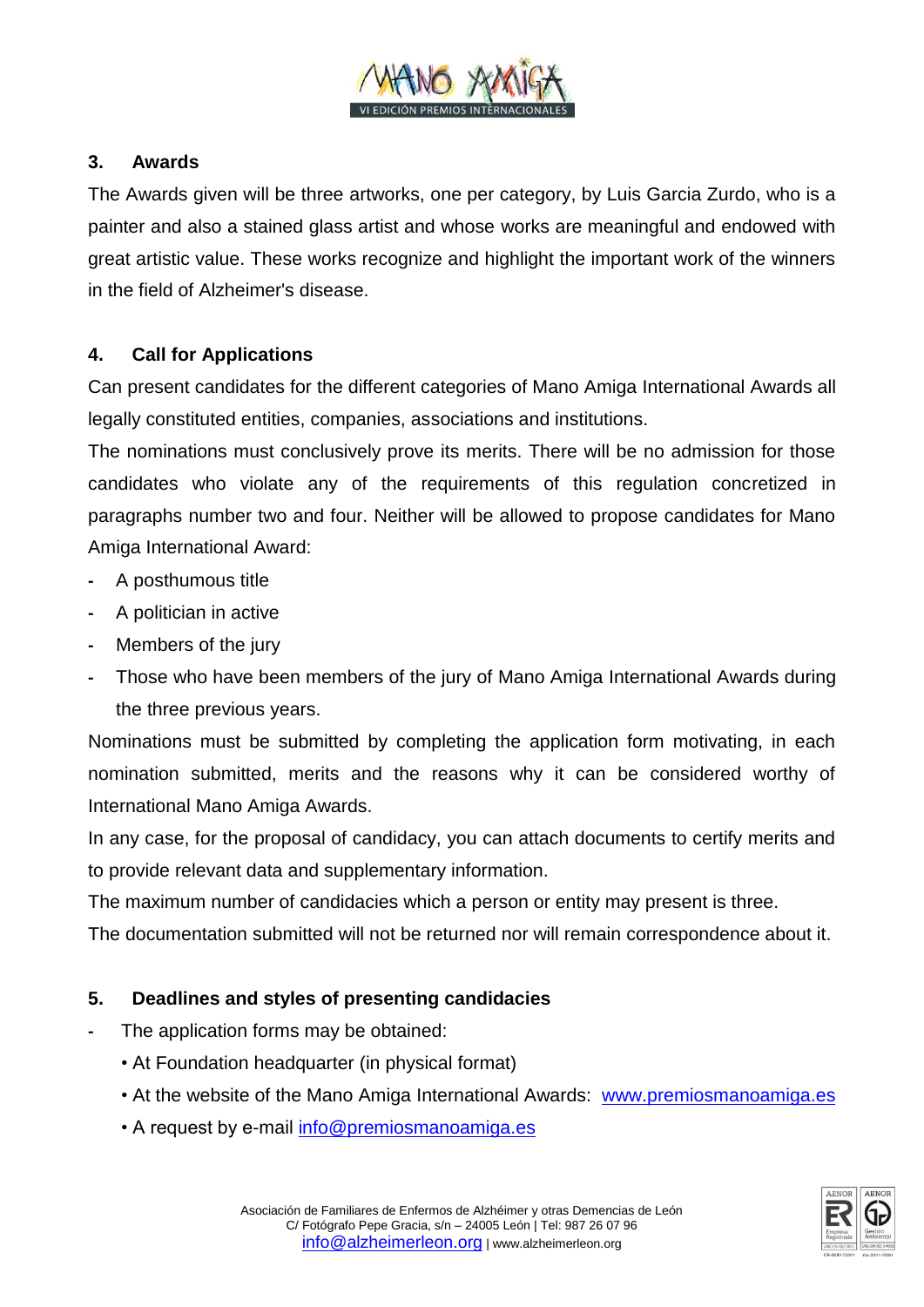## 3. Awards

The Awards given will be three artworks, one per category, by Luis Garcia Zurdo, who is a painter and also a stained glass artist and whose works are meaningful and endowed with great artistic value. These works recognize and highlight the important work of the winners in the field of Alzheimer's disease.

## 4. Call for Applications

Can present candidates for the different categories of Mano Amiga International Awards all legally constituted entities, companies, associations and institutions.

The nominations must conclusively prove its merits. There will be no admission for those candidates who violate any of the requirements of this regulation concretized in paragraphs number two and four. Neither will be allowed to propose candidates for Mano Amiga International Award:

- A posthumous title
- A politician in active
- Members of the jury
- Those who have been members of the jury of Mano Amiga International Awards during the three previous years.

Nominations must be submitted by completing the application form motivating, in each nomination submitted, merits and the reasons why it can be considered worthy of International Mano Amiga Awards.

In any case, for the proposal of candidacy, you can attach documents to certify merits and to provide relevant data and supplementary information.

The maximum number of candidacies which a person or entity may present is three.

The documentation submitted will not be returned nor will remain correspondence about it.

## 5. Deadlines and styles of presenting candidacies

- The application forms may be obtained:
  - At Foundation headquarter (in physical format)
  - At the website of the Mano Amiga International Awards: [www.premiosmanoamiga.es](http://www.premiosmanoamiga.es)
  - A request by e-mail [info@premiosmanoamiga.es](mailto:info@premiosmanoamiga.es)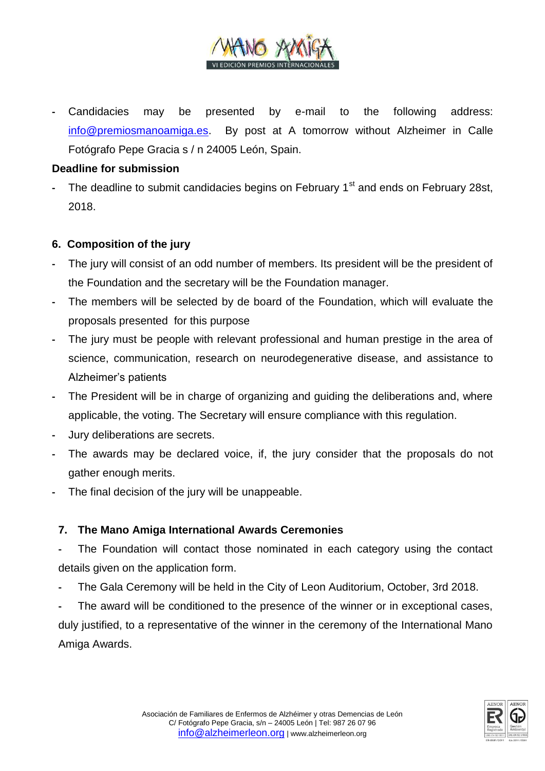- Candidacies may be presented by e-mail to the following address: info@premiosmanoamiga.es. By post at A tomorrow without Alzheimer in Calle Fotógrafo Pepe Gracia s / n 24005 León, Spain.

**Deadline for submission**

- The deadline to submit candidacies begins on February 1st and ends on February 28st, 2018.

## 6. Composition of the jury

- The jury will consist of an odd number of members. Its president will be the president of the Foundation and the secretary will be the Foundation manager.
- The members will be selected by de board of the Foundation, which will evaluate the proposals presented for this purpose
- The jury must be people with relevant professional and human prestige in the area of science, communication, research on neurodegenerative disease, and assistance to Alzheimer's patients
- The President will be in charge of organizing and guiding the deliberations and, where applicable, the voting. The Secretary will ensure compliance with this regulation.
- Jury deliberations are secrets.
- The awards may be declared voice, if, the jury consider that the proposals do not gather enough merits.
- The final decision of the jury will be unappeable.

## 7. The Mano Amiga International Awards Ceremonies

- The Foundation will contact those nominated in each category using the contact details given on the application form.
- The Gala Ceremony will be held in the City of Leon Auditorium, October, 3rd 2018.
- The award will be conditioned to the presence of the winner or in exceptional cases, duly justified, to a representative of the winner in the ceremony of the International Mano Amiga Awards.